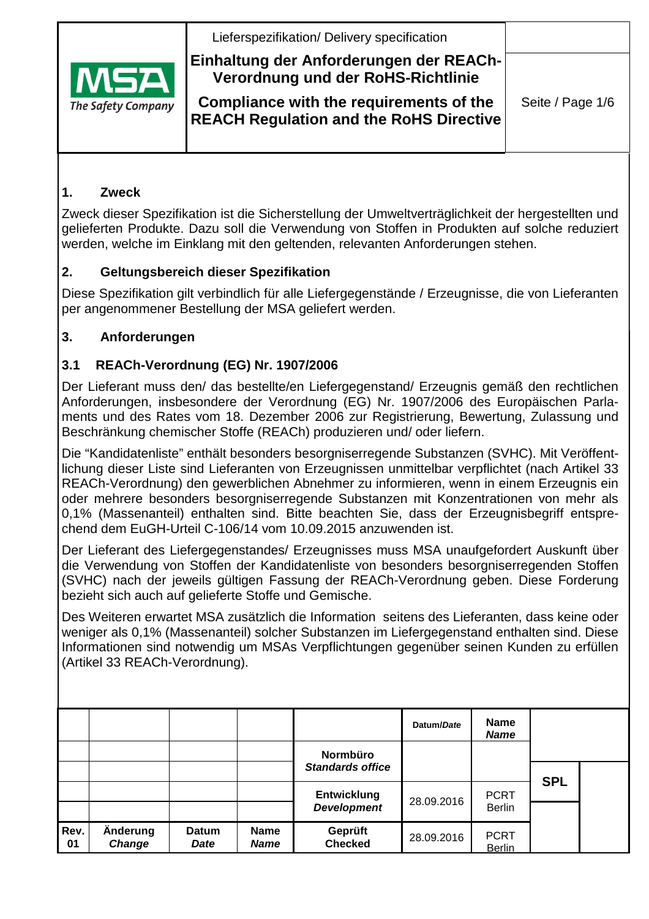Lieferspezifikation/ Delivery specification

# Einhaltung der Anforderungen der REACh-Verordnung und der RoHS-Richtlinie

# Compliance with the requirements of the REACH Regulation and the RoHS Directive

## 1. Zweck

Zweck dieser Spezifikation ist die Sicherstellung der Umweltverträglichkeit der hergestellten und gelieferten Produkte. Dazu soll die Verwendung von Stoffen in Produkten auf solche reduziert werden, welche im Einklang mit den geltenden, relevanten Anforderungen stehen.

## 2. Geltungsbereich dieser Spezifikation

Diese Spezifikation gilt verbindlich für alle Liefergegenstände / Erzeugnisse, die von Lieferanten per angenommener Bestellung der MSA geliefert werden.

## 3. Anforderungen

### 3.1 REACh-Verordnung (EG) Nr. 1907/2006

Der Lieferant muss den/ das bestellte/en Liefergegenstand/ Erzeugnis gemäß den rechtlichen Anforderungen, insbesondere der Verordnung (EG) Nr. 1907/2006 des Europäischen Parlaments und des Rates vom 18. Dezember 2006 zur Registrierung, Bewertung, Zulassung und Beschränkung chemischer Stoffe (REACh) produzieren und/ oder liefern.

Die "Kandidatenliste" enthält besonders besorgniserregende Substanzen (SVHC). Mit Veröffentlichung dieser Liste sind Lieferanten von Erzeugnissen unmittelbar verpflichtet (nach Artikel 33 REACh-Verordnung) den gewerblichen Abnehmer zu informieren, wenn in einem Erzeugnis ein oder mehrere besonders besorgniserregende Substanzen mit Konzentrationen von mehr als 0,1% (Massenanteil) enthalten sind. Bitte beachten Sie, dass der Erzeugnisbegriff entsprechend dem EuGH-Urteil C-106/14 vom 10.09.2015 anzuwenden ist.

Der Lieferant des Liefergegenstandes/ Erzeugnisses muss MSA unaufgefordert Auskunft über die Verwendung von Stoffen der Kandidatenliste von besonders besorgniserregenden Stoffen (SVHC) nach der jeweils gültigen Fassung der REACh-Verordnung geben. Diese Forderung bezieht sich auch auf gelieferte Stoffe und Gemische.

Des Weiteren erwartet MSA zusätzlich die Information seitens des Lieferanten, dass keine oder weniger als 0,1% (Massenanteil) solcher Substanzen im Liefergegenstand enthalten sind. Diese Informationen sind notwendig um MSAs Verpflichtungen gegenüber seinen Kunden zu erfüllen (Artikel 33 REACh-Verordnung).

| | | | | | Datum/*Date* | Name *Name* | |
|---|---|---|---|---|---|---|---|
| | | | | Normbüro *Standards office* | | | |
| | | | | Entwicklung *Development* | 28.09.2016 | PCRT Berlin | SPL |
| **Rev. 01** | **Änderung** *Change* | **Datum** *Date* | **Name** *Name* | **Geprüft Checked** | 28.09.2016 | PCRT Berlin | |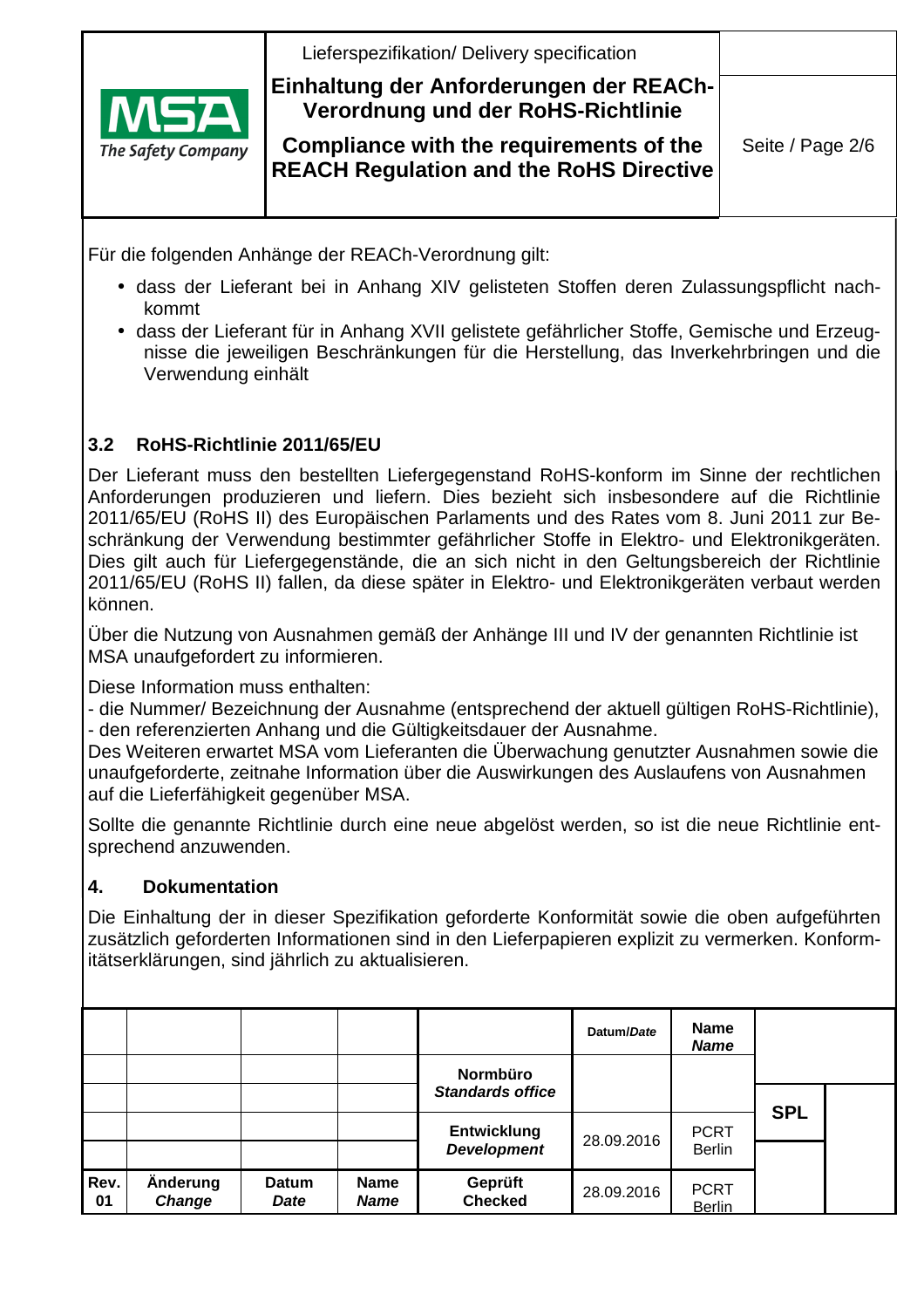Für die folgenden Anhänge der REACh-Verordnung gilt:

- dass der Lieferant bei in Anhang XIV gelisteten Stoffen deren Zulassungspflicht nachkommt
- dass der Lieferant für in Anhang XVII gelistete gefährlicher Stoffe, Gemische und Erzeugnisse die jeweiligen Beschränkungen für die Herstellung, das Inverkehrbringen und die Verwendung einhält

### 3.2 RoHS-Richtlinie 2011/65/EU

Der Lieferant muss den bestellten Liefergegenstand RoHS-konform im Sinne der rechtlichen Anforderungen produzieren und liefern. Dies bezieht sich insbesondere auf die Richtlinie 2011/65/EU (RoHS II) des Europäischen Parlaments und des Rates vom 8. Juni 2011 zur Beschränkung der Verwendung bestimmter gefährlicher Stoffe in Elektro- und Elektronikgeräten. Dies gilt auch für Liefergegenstände, die an sich nicht in den Geltungsbereich der Richtlinie 2011/65/EU (RoHS II) fallen, da diese später in Elektro- und Elektronikgeräten verbaut werden können.

Über die Nutzung von Ausnahmen gemäß der Anhänge III und IV der genannten Richtlinie ist MSA unaufgefordert zu informieren.

Diese Information muss enthalten:
- die Nummer/ Bezeichnung der Ausnahme (entsprechend der aktuell gültigen RoHS-Richtlinie),
- den referenzierten Anhang und die Gültigkeitsdauer der Ausnahme.

Des Weiteren erwartet MSA vom Lieferanten die Überwachung genutzter Ausnahmen sowie die unaufgeforderte, zeitnahe Information über die Auswirkungen des Auslaufens von Ausnahmen auf die Lieferfähigkeit gegenüber MSA.

Sollte die genannte Richtlinie durch eine neue abgelöst werden, so ist die neue Richtlinie entsprechend anzuwenden.

## 4. Dokumentation

Die Einhaltung der in dieser Spezifikation geforderte Konformität sowie die oben aufgeführten zusätzlich geforderten Informationen sind in den Lieferpapieren explizit zu vermerken. Konformitätserklärungen, sind jährlich zu aktualisieren.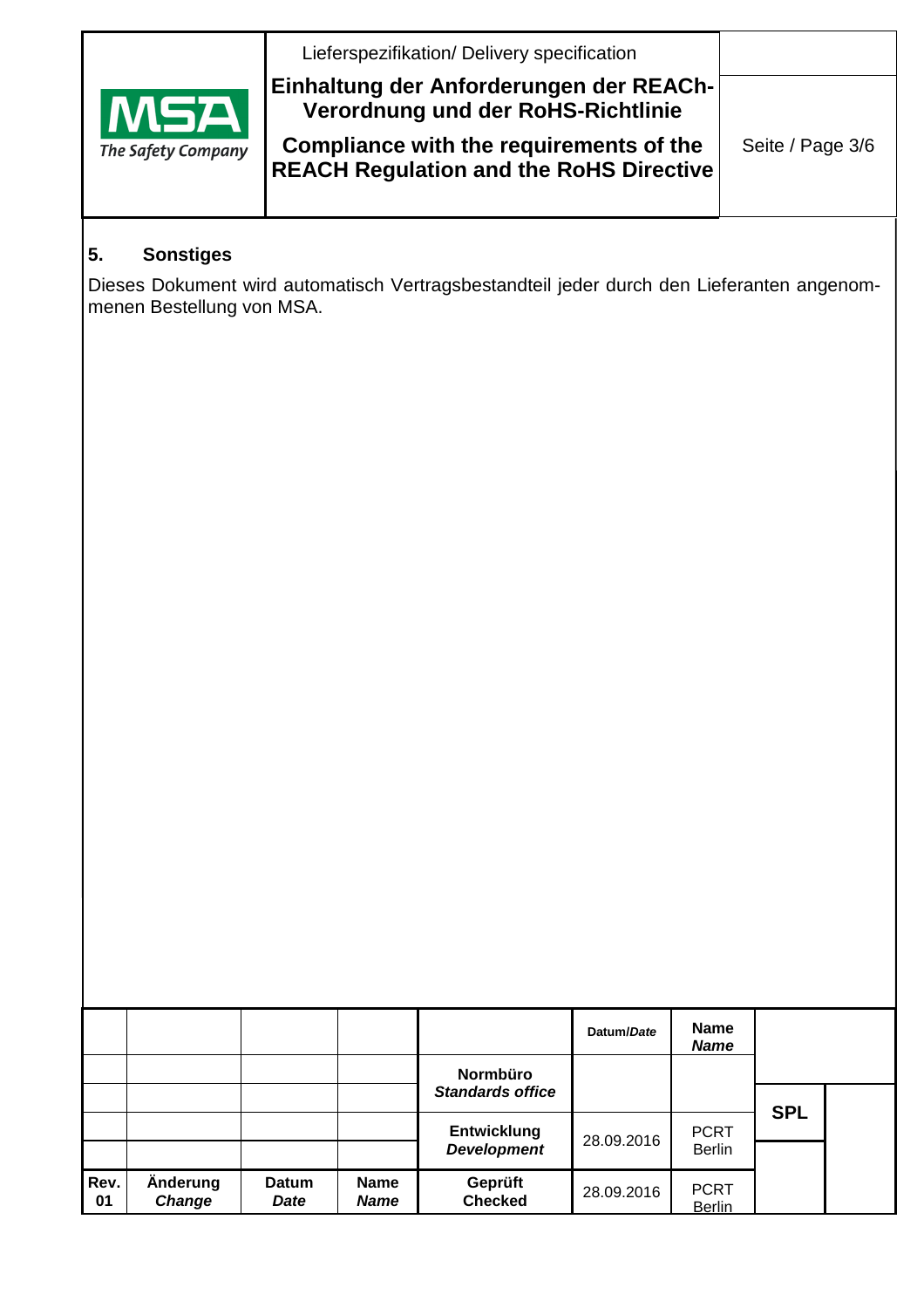## 5. Sonstiges

Dieses Dokument wird automatisch Vertragsbestandteil jeder durch den Lieferanten angenommenen Bestellung von MSA.

| | | | | | Datum/*Date* | **Name** *Name* | | |
|---|---|---|---|---|---|---|---|---|
| | | | | **Normbüro** ***Standards office*** | | | **SPL** | |
| | | | | **Entwicklung** ***Development*** | 28.09.2016 | PCRT Berlin | | |
| **Rev. 01** | **Änderung** ***Change*** | **Datum** ***Date*** | **Name** ***Name*** | **Geprüft Checked** | 28.09.2016 | PCRT Berlin | | |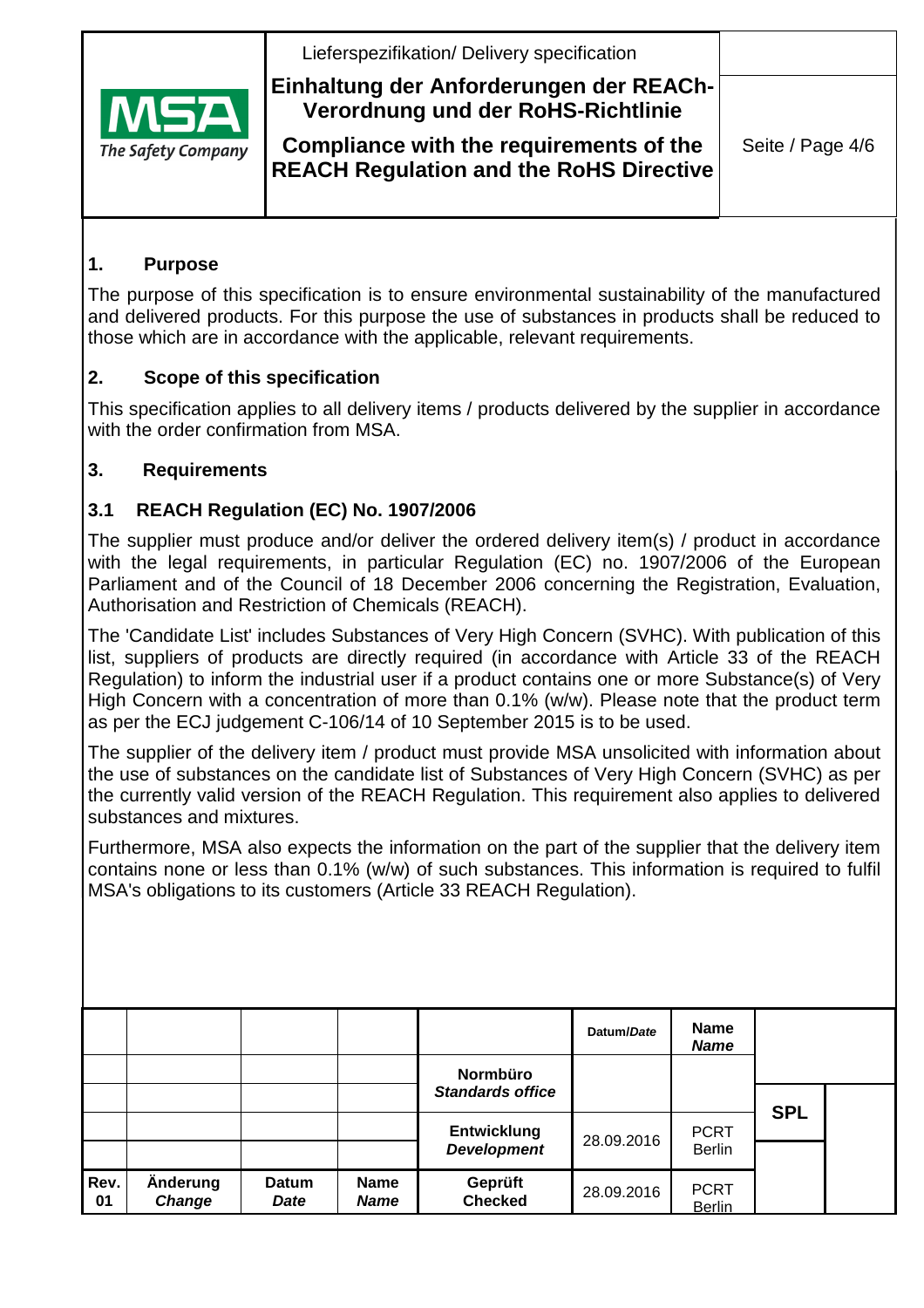## 1. Purpose

The purpose of this specification is to ensure environmental sustainability of the manufactured and delivered products. For this purpose the use of substances in products shall be reduced to those which are in accordance with the applicable, relevant requirements.

## 2. Scope of this specification

This specification applies to all delivery items / products delivered by the supplier in accordance with the order confirmation from MSA.

## 3. Requirements

### 3.1 REACH Regulation (EC) No. 1907/2006

The supplier must produce and/or deliver the ordered delivery item(s) / product in accordance with the legal requirements, in particular Regulation (EC) no. 1907/2006 of the European Parliament and of the Council of 18 December 2006 concerning the Registration, Evaluation, Authorisation and Restriction of Chemicals (REACH).

The 'Candidate List' includes Substances of Very High Concern (SVHC). With publication of this list, suppliers of products are directly required (in accordance with Article 33 of the REACH Regulation) to inform the industrial user if a product contains one or more Substance(s) of Very High Concern with a concentration of more than 0.1% (w/w). Please note that the product term as per the ECJ judgement C-106/14 of 10 September 2015 is to be used.

The supplier of the delivery item / product must provide MSA unsolicited with information about the use of substances on the candidate list of Substances of Very High Concern (SVHC) as per the currently valid version of the REACH Regulation. This requirement also applies to delivered substances and mixtures.

Furthermore, MSA also expects the information on the part of the supplier that the delivery item contains none or less than 0.1% (w/w) of such substances. This information is required to fulfil MSA's obligations to its customers (Article 33 REACH Regulation).

| | | | | | Datum/*Date* | Name *Name* | |
|---|---|---|---|---|---|---|---|
| | | | | Normbüro *Standards office* | | | |
| | | | | | | | SPL |
| | | | | Entwicklung *Development* | 28.09.2016 | PCRT Berlin | |
| | | | | | | | |
| Rev. 01 | Änderung *Change* | Datum *Date* | Name *Name* | Geprüft Checked | 28.09.2016 | PCRT Berlin | |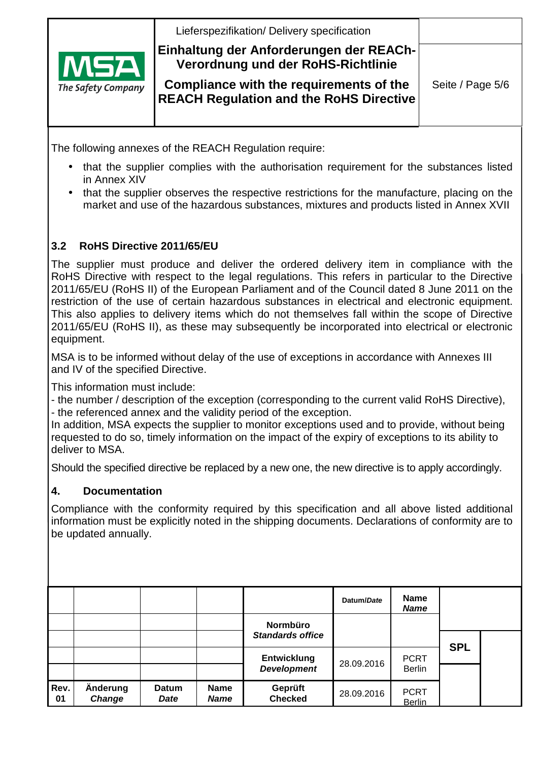The following annexes of the REACH Regulation require:

- that the supplier complies with the authorisation requirement for the substances listed in Annex XIV
- that the supplier observes the respective restrictions for the manufacture, placing on the market and use of the hazardous substances, mixtures and products listed in Annex XVII

### 3.2 RoHS Directive 2011/65/EU

The supplier must produce and deliver the ordered delivery item in compliance with the RoHS Directive with respect to the legal regulations. This refers in particular to the Directive 2011/65/EU (RoHS II) of the European Parliament and of the Council dated 8 June 2011 on the restriction of the use of certain hazardous substances in electrical and electronic equipment. This also applies to delivery items which do not themselves fall within the scope of Directive 2011/65/EU (RoHS II), as these may subsequently be incorporated into electrical or electronic equipment.

MSA is to be informed without delay of the use of exceptions in accordance with Annexes III and IV of the specified Directive.

This information must include:
- the number / description of the exception (corresponding to the current valid RoHS Directive),
- the referenced annex and the validity period of the exception.

In addition, MSA expects the supplier to monitor exceptions used and to provide, without being requested to do so, timely information on the impact of the expiry of exceptions to its ability to deliver to MSA.

Should the specified directive be replaced by a new one, the new directive is to apply accordingly.

## 4. Documentation

Compliance with the conformity required by this specification and all above listed additional information must be explicitly noted in the shipping documents. Declarations of conformity are to be updated annually.

| | | | | | **Datum/*Date*** | **Name *Name*** | | |
|---|---|---|---|---|---|---|---|---|
| | | | | **Normbüro *Standards office*** | | | | |
| | | | | | | | **SPL** | |
| | | | | **Entwicklung *Development*** | 28.09.2016 | PCRT Berlin | | |
| **Rev. 01** | **Änderung *Change*** | **Datum *Date*** | **Name *Name*** | **Geprüft Checked** | 28.09.2016 | PCRT Berlin | | |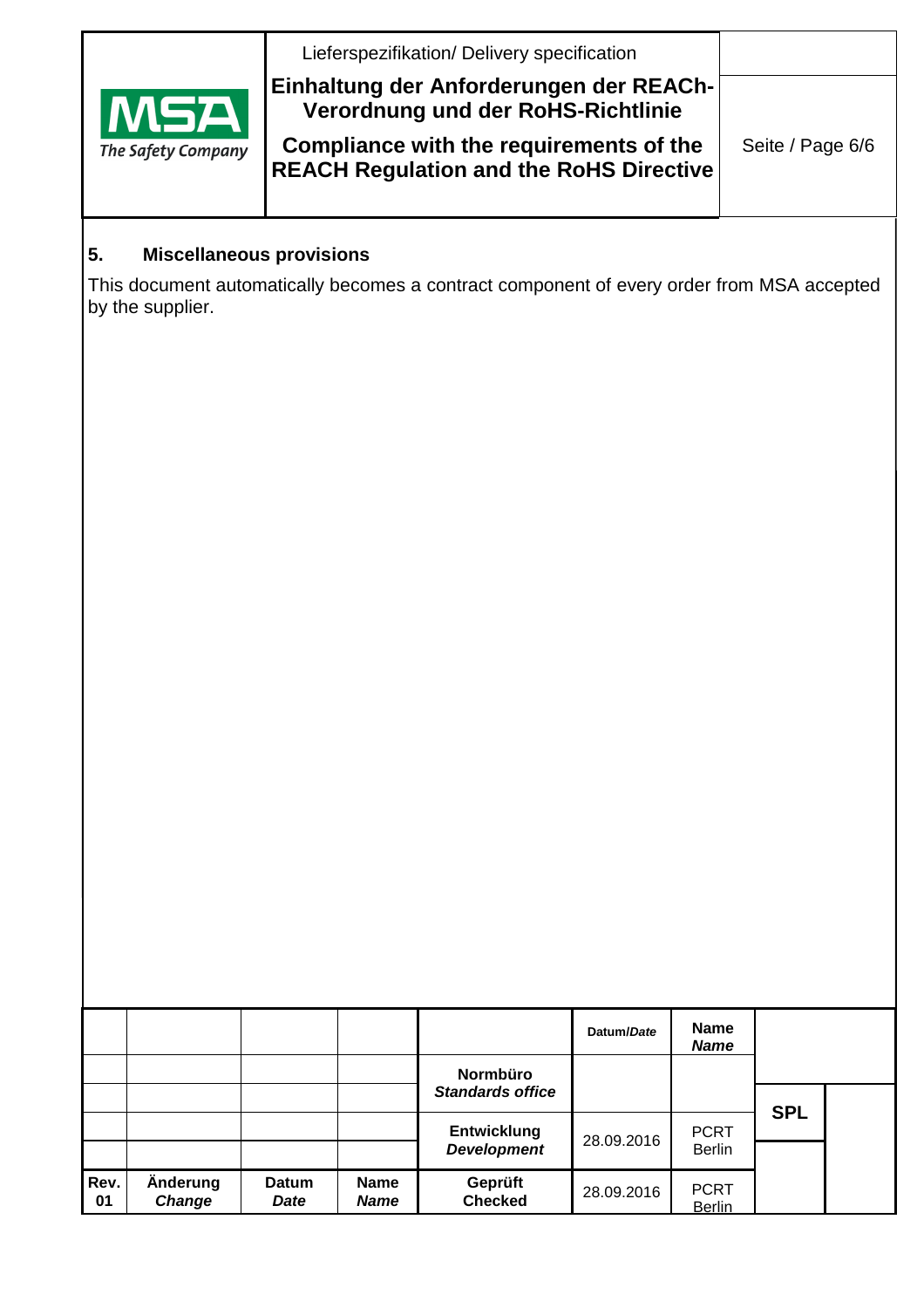## 5. Miscellaneous provisions

This document automatically becomes a contract component of every order from MSA accepted by the supplier.

| | | | | | Datum/*Date* | Name *Name* | | |
|---|---|---|---|---|---|---|---|---|
| | | | | Normbüro *Standards office* | | | | |
| | | | | | | | SPL | |
| | | | | Entwicklung *Development* | 28.09.2016 | PCRT Berlin | | |
| | | | | | | | | |
| Rev. 01 | Änderung *Change* | Datum *Date* | Name *Name* | Geprüft Checked | 28.09.2016 | PCRT Berlin | | |